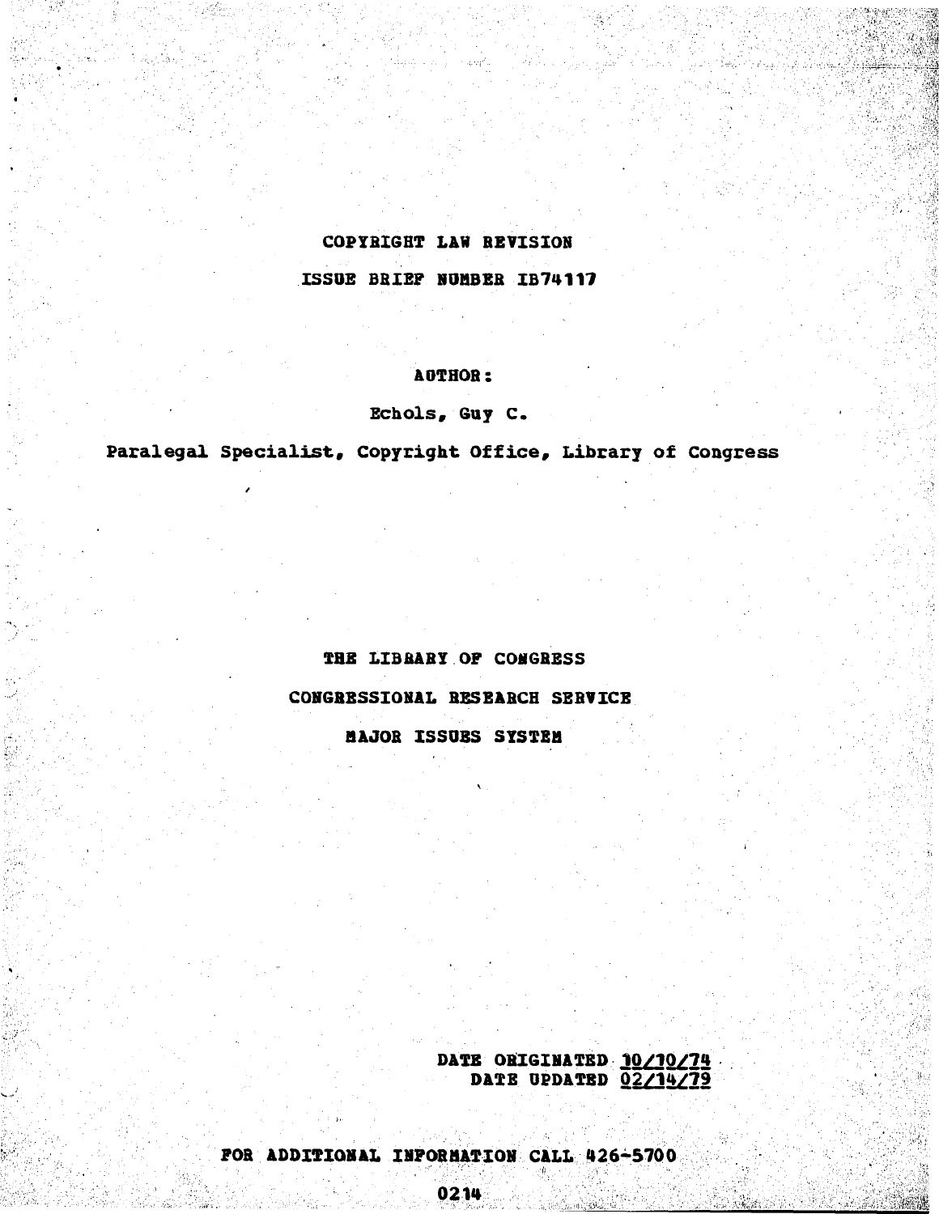# COPYRIGHT LAW REVISION

## ISSUE BRIEF NUMBER IB74117

**AUTHOR:**

Echols, Guy C.

Paralegal Specialist, Copyright Office, Library of Congress

THE LIBRARY OF CONGRESS

CONGRESSIONAL RESEARCH SERVICE

MAJOR ISSUES SYSTEM

DATE ORIGINATED 10/10/74
DATE UPDATED 02/14/79

FOR ADDITIONAL INFORMATION CALL 426-5700

0214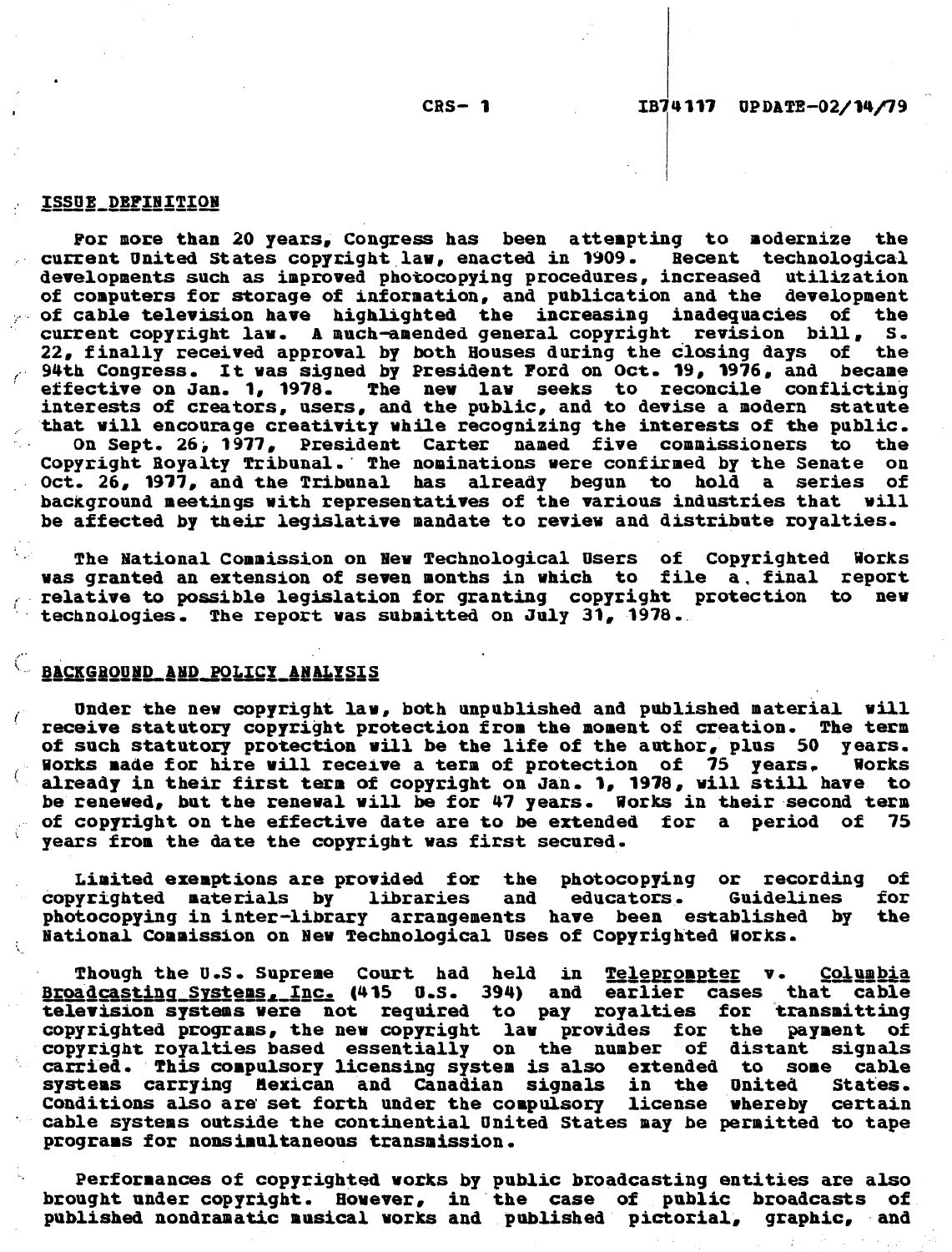## ISSUE DEFINITION

For more than 20 years, Congress has been attempting to modernize the current United States copyright law, enacted in 1909. Recent technological developments such as improved photocopying procedures, increased utilization of computers for storage of information, and publication and the development of cable television have highlighted the increasing inadequacies of the current copyright law. A much-amended general copyright revision bill, S. 22, finally received approval by both Houses during the closing days of the 94th Congress. It was signed by President Ford on Oct. 19, 1976, and became effective on Jan. 1, 1978. The new law seeks to reconcile conflicting interests of creators, users, and the public, and to devise a modern statute that will encourage creativity while recognizing the interests of the public.

On Sept. 26, 1977, President Carter named five commissioners to the Copyright Royalty Tribunal. The nominations were confirmed by the Senate on Oct. 26, 1977, and the Tribunal has already begun to hold a series of background meetings with representatives of the various industries that will be affected by their legislative mandate to review and distribute royalties.

The National Commission on New Technological Users of Copyrighted Works was granted an extension of seven months in which to file a final report relative to possible legislation for granting copyright protection to new technologies. The report was submitted on July 31, 1978.

## BACKGROUND AND POLICY ANALYSIS

Under the new copyright law, both unpublished and published material will receive statutory copyright protection from the moment of creation. The term of such statutory protection will be the life of the author, plus 50 years. Works made for hire will receive a term of protection of 75 years. Works already in their first term of copyright on Jan. 1, 1978, will still have to be renewed, but the renewal will be for 47 years. Works in their second term of copyright on the effective date are to be extended for a period of 75 years from the date the copyright was first secured.

Limited exemptions are provided for the photocopying or recording of copyrighted materials by libraries and educators. Guidelines for photocopying in inter-library arrangements have been established by the National Commission on New Technological Uses of Copyrighted Works.

Though the U.S. Supreme Court had held in Teleprompter v. Columbia Broadcasting Systems, Inc. (415 U.S. 394) and earlier cases that cable television systems were not required to pay royalties for transmitting copyrighted programs, the new copyright law provides for the payment of copyright royalties based essentially on the number of distant signals carried. This compulsory licensing system is also extended to some cable systems carrying Mexican and Canadian signals in the United States. Conditions also are set forth under the compulsory license whereby certain cable systems outside the continential United States may be permitted to tape programs for nonsimultaneous transmission.

Performances of copyrighted works by public broadcasting entities are also brought under copyright. However, in the case of public broadcasts of published nondramatic musical works and published pictorial, graphic, and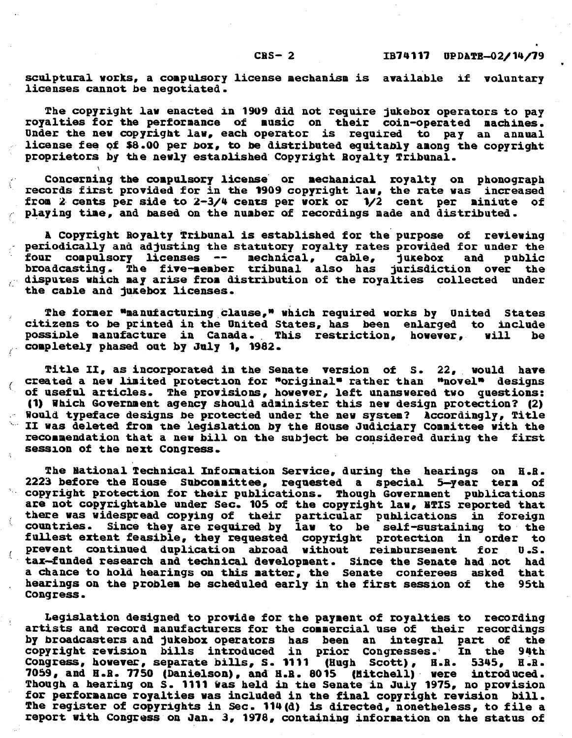sculptural works, a compulsory license mechanism is available if voluntary licenses cannot be negotiated.

The copyright law enacted in 1909 did not require jukebox operators to pay royalties for the performance of music on their coin-operated machines. Under the new copyright law, each operator is required to pay an annual license fee of $8.00 per box, to be distributed equitably among the copyright proprietors by the newly established Copyright Royalty Tribunal.

Concerning the compulsory license or mechanical royalty on phonograph records first provided for in the 1909 copyright law, the rate was increased from 2 cents per side to 2-3/4 cents per work or 1/2 cent per miniute of playing time, and based on the number of recordings made and distributed.

A Copyright Royalty Tribunal is established for the purpose of reviewing periodically and adjusting the statutory royalty rates provided for under the four compulsory licenses -- mechnical, cable, jukebox and public broadcasting. The five-member tribunal also has jurisdiction over the disputes which may arise from distribution of the royalties collected under the cable and jukebox licenses.

The former "manufacturing clause," which required works by United States citizens to be printed in the United States, has been enlarged to include possible manufacture in Canada. This restriction, however, will be completely phased out by July 1, 1982.

Title II, as incorporated in the Senate version of S. 22, would have created a new limited protection for "original" rather than "novel" designs of useful articles. The provisions, however, left unanswered two questions: (1) Which Government agency should administer this new design protection? (2) Would typeface designs be protected under the new system? Accordingly, Title II was deleted from the legislation by the House Judiciary Committee with the recommendation that a new bill on the subject be considered during the first session of the next Congress.

The National Technical Information Service, during the hearings on H.R. 2223 before the House Subcommittee, requested a special 5-year term of copyright protection for their publications. Though Government publications are not copyrightable under Sec. 105 of the copyright law, NTIS reported that there was widespread copying of their particular publications in foreign countries. Since they are required by law to be self-sustaining to the fullest extent feasible, they requested copyright protection in order to prevent continued duplication abroad without reimbursement for U.S. tax-funded research and technical development. Since the Senate had not had a chance to hold hearings on this matter, the Senate conferees asked that hearings on the problem be scheduled early in the first session of the 95th Congress.

Legislation designed to provide for the payment of royalties to recording artists and record manufacturers for the commercial use of their recordings by broadcasters and jukebox operators has been an integral part of the copyright revision bills introduced in prior Congresses. In the 94th Congress, however, separate bills, S. 1111 (Hugh Scott), H.R. 5345, H.R. 7059, and H.R. 7750 (Danielson), and H.R. 8015 (Mitchell) were introduced. Though a hearing on S. 1111 was held in the Senate in July 1975, no provision for performance royalties was included in the final copyright revision bill. The register of copyrights in Sec. 114(d) is directed, nonetheless, to file a report with Congress on Jan. 3, 1978, containing information on the status of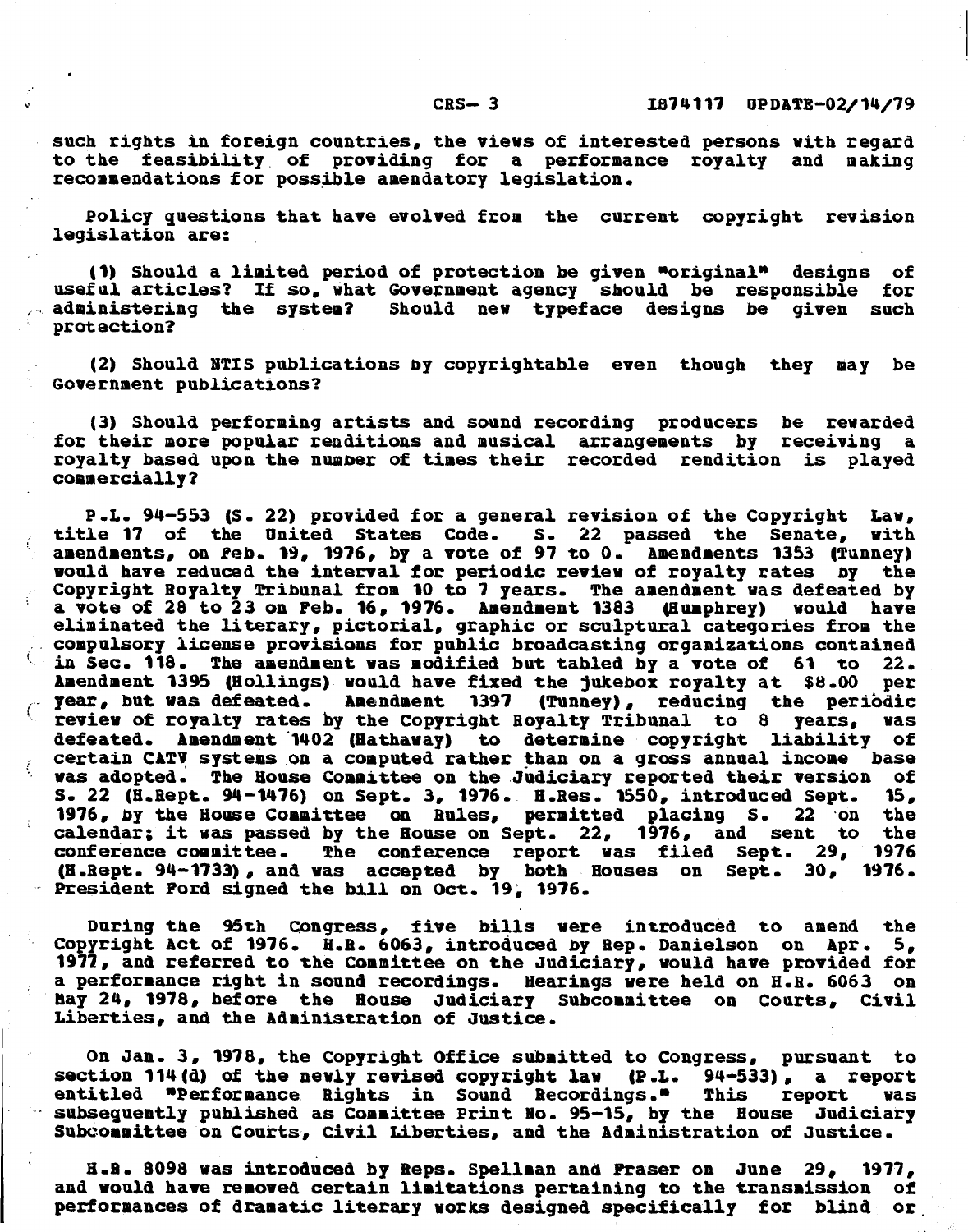such rights in foreign countries, the views of interested persons with regard to the feasibility of providing for a performance royalty and making recommendations for possible amendatory legislation.

Policy questions that have evolved from the current copyright revision legislation are:

(1) Should a limited period of protection be given "original" designs of useful articles? If so, what Government agency should be responsible for administering the system? Should new typeface designs be given such protection?

(2) Should NTIS publications by copyrightable even though they may be Government publications?

(3) Should performing artists and sound recording producers be rewarded for their more popular renditions and musical arrangements by receiving a royalty based upon the number of times their recorded rendition is played commercially?

P.L. 94-553 (S. 22) provided for a general revision of the Copyright Law, title 17 of the United States Code. S. 22 passed the Senate, with amendments, on Feb. 19, 1976, by a vote of 97 to 0. Amendments 1353 (Tunney) would have reduced the interval for periodic review of royalty rates by the Copyright Royalty Tribunal from 10 to 7 years. The amendment was defeated by a vote of 28 to 23 on Feb. 16, 1976. Amendment 1383 (Humphrey) would have eliminated the literary, pictorial, graphic or sculptural categories from the compulsory license provisions for public broadcasting organizations contained in Sec. 118. The amendment was modified but tabled by a vote of 61 to 22. Amendment 1395 (Hollings) would have fixed the jukebox royalty at $8.00 per year, but was defeated. Amendment 1397 (Tunney), reducing the periodic review of royalty rates by the Copyright Royalty Tribunal to 8 years, was defeated. Amendment 1402 (Hathaway) to determine copyright liability of certain CATV systems on a computed rather than on a gross annual income base was adopted. The House Committee on the Judiciary reported their version of S. 22 (H.Rept. 94-1476) on Sept. 3, 1976. H.Res. 1550, introduced Sept. 15, 1976, by the House Committee on Rules, permitted placing S. 22 on the calendar; it was passed by the House on Sept. 22, 1976, and sent to the conference committee. The conference report was filed Sept. 29, 1976 (H.Rept. 94-1733), and was accepted by both Houses on Sept. 30, 1976. President Ford signed the bill on Oct. 19, 1976.

During the 95th Congress, five bills were introduced to amend the Copyright Act of 1976. H.R. 6063, introduced by Rep. Danielson on Apr. 5, 1977, and referred to the Committee on the Judiciary, would have provided for a performance right in sound recordings. Hearings were held on H.R. 6063 on May 24, 1978, before the House Judiciary Subcommittee on Courts, Civil Liberties, and the Administration of Justice.

On Jan. 3, 1978, the Copyright Office submitted to Congress, pursuant to section 114(d) of the newly revised copyright law (P.L. 94-533), a report entitled "Performance Rights in Sound Recordings." This report was subsequently published as Committee Print No. 95-15, by the House Judiciary Subcommittee on Courts, Civil Liberties, and the Administration of Justice.

H.R. 8098 was introduced by Reps. Spellman and Fraser on June 29, 1977, and would have removed certain limitations pertaining to the transmission of performances of dramatic literary works designed specifically for blind or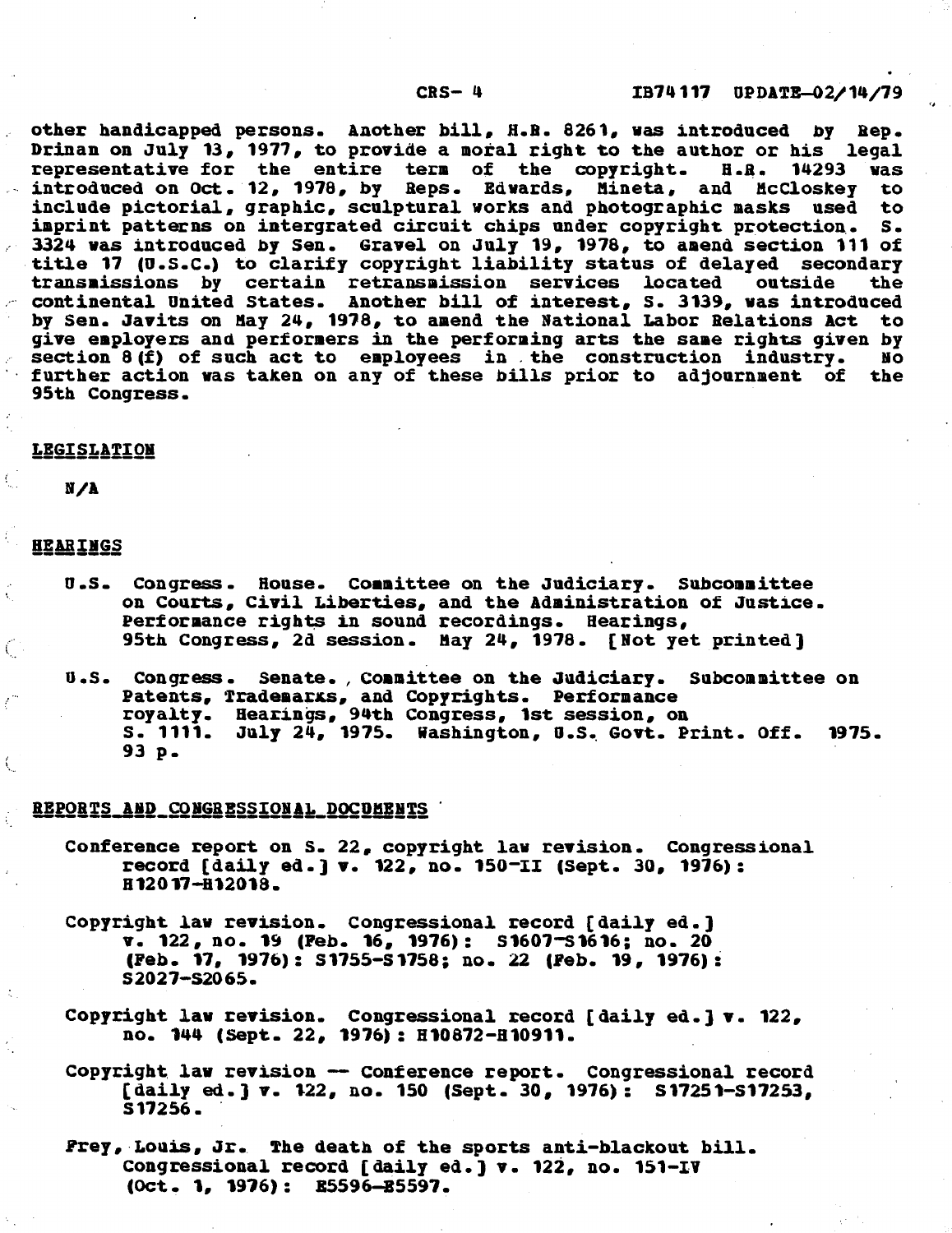other handicapped persons. Another bill, H.R. 8261, was introduced by Rep. Drinan on July 13, 1977, to provide a moral right to the author or his legal representative for the entire term of the copyright. H.R. 14293 was introduced on Oct. 12, 1978, by Reps. Edwards, Mineta, and McCloskey to include pictorial, graphic, sculptural works and photographic masks used to imprint patterns on intergrated circuit chips under copyright protection. S. 3324 was introduced by Sen. Gravel on July 19, 1978, to amend section 111 of title 17 (U.S.C.) to clarify copyright liability status of delayed secondary transmissions by certain retransmission services located outside the continental United States. Another bill of interest, S. 3139, was introduced by Sen. Javits on May 24, 1978, to amend the National Labor Relations Act to give employers and performers in the performing arts the same rights given by section 8(f) of such act to employees in the construction industry. No further action was taken on any of these bills prior to adjournment of the 95th Congress.

## LEGISLATION

N/A

## HEARINGS

U.S. Congress. House. Committee on the Judiciary. Subcommittee on Courts, Civil Liberties, and the Administration of Justice. Performance rights in sound recordings. Hearings, 95th Congress, 2d session. May 24, 1978. [Not yet printed]

U.S. Congress. Senate. Committee on the Judiciary. Subcommittee on Patents, Trademarks, and Copyrights. Performance royalty. Hearings, 94th Congress, 1st session, on S. 1111. July 24, 1975. Washington, U.S. Govt. Print. Off. 1975. 93 p.

## REPORTS AND CONGRESSIONAL DOCUMENTS

Conference report on S. 22, copyright law revision. Congressional record [daily ed.] v. 122, no. 150-II (Sept. 30, 1976): H12017-H12018.

Copyright law revision. Congressional record [daily ed.] v. 122, no. 19 (Feb. 16, 1976): S1607-S1616; no. 20 (Feb. 17, 1976): S1755-S1758; no. 22 (Feb. 19, 1976): S2027-S2065.

Copyright law revision. Congressional record [daily ed.] v. 122, no. 144 (Sept. 22, 1976): H10872-H10911.

Copyright law revision -- Conference report. Congressional record [daily ed.] v. 122, no. 150 (Sept. 30, 1976): S17251-S17253, S17256.

Frey, Louis, Jr. The death of the sports anti-blackout bill. Congressional record [daily ed.] v. 122, no. 151-IV (Oct. 1, 1976): E5596-E5597.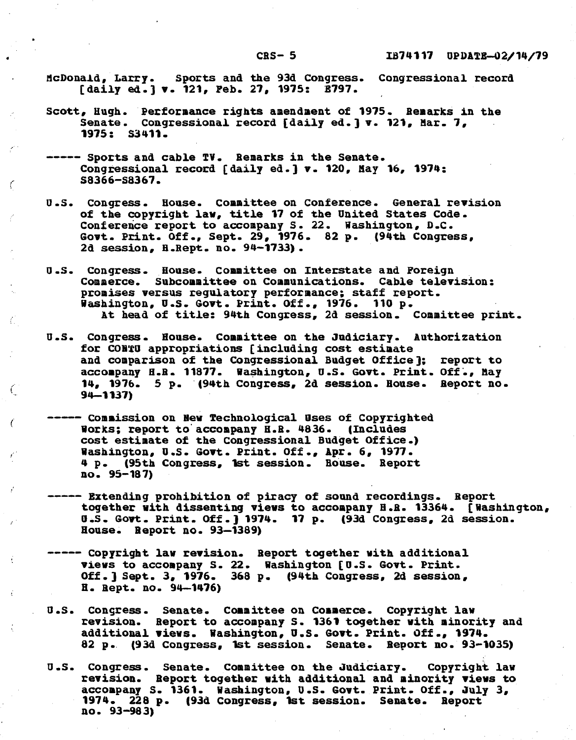McDonald, Larry. Sports and the 93d Congress. Congressional record [daily ed.] v. 121, Feb. 27, 1975: E797.

Scott, Hugh. Performance rights amendment of 1975. Remarks in the Senate. Congressional record [daily ed.] v. 121, Mar. 7, 1975: S3411.

----- Sports and cable TV. Remarks in the Senate. Congressional record [daily ed.] v. 120, May 16, 1974: S8366-S8367.

U.S. Congress. House. Committee on Conference. General revision of the copyright law, title 17 of the United States Code. Conference report to accompany S. 22. Washington, D.C. Govt. Print. Off., Sept. 29, 1976. 82 p. (94th Congress, 2d session, H.Rept. no. 94-1733).

U.S. Congress. House. Committee on Interstate and Foreign Commerce. Subcommittee on Communications. Cable television: promises versus regulatory performance; staff report. Washington, U.S. Govt. Print. Off., 1976. 110 p.
At head of title: 94th Congress, 2d session. Committee print.

U.S. Congress. House. Committee on the Judiciary. Authorization for CONTU appropriations [including cost estimate and comparison of the Congressional Budget Office]; report to accompany H.R. 11877. Washington, U.S. Govt. Print. Off., May 14, 1976. 5 p. (94th Congress, 2d session. House. Report no. 94-1137)

----- Commission on New Technological Uses of Copyrighted Works; report to accompany H.R. 4836. (Includes cost estimate of the Congressional Budget Office.) Washington, U.S. Govt. Print. Off., Apr. 6, 1977. 4 p. (95th Congress, 1st session. House. Report no. 95-187)

----- Extending prohibition of piracy of sound recordings. Report together with dissenting views to accompany H.R. 13364. [Washington, U.S. Govt. Print. Off.] 1974. 17 p. (93d Congress, 2d session. House. Report no. 93-1389)

----- Copyright law revision. Report together with additional views to accompany S. 22. Washington [U.S. Govt. Print. Off.] Sept. 3, 1976. 368 p. (94th Congress, 2d session, H. Rept. no. 94-1476)

U.S. Congress. Senate. Committee on Commerce. Copyright law revision. Report to accompany S. 1361 together with minority and additional views. Washington, U.S. Govt. Print. Off., 1974. 82 p. (93d Congress, 1st session. Senate. Report no. 93-1035)

U.S. Congress. Senate. Committee on the Judiciary. Copyright law revision. Report together with additional and minority views to accompany S. 1361. Washington, U.S. Govt. Print. Off., July 3, 1974. 228 p. (93d Congress, 1st session. Senate. Report no. 93-983)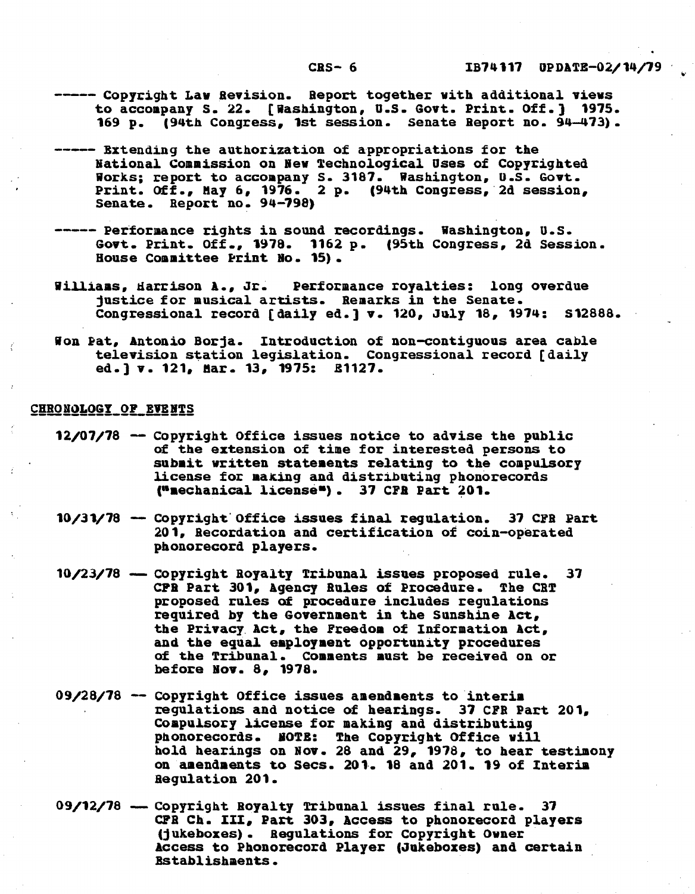----- Copyright Law Revision. Report together with additional views to accompany S. 22. [Washington, U.S. Govt. Print. Off.] 1975. 169 p. (94th Congress, 1st session. Senate Report no. 94-473).

----- Extending the authorization of appropriations for the National Commission on New Technological Uses of Copyrighted Works; report to accompany S. 3187. Washington, U.S. Govt. Print. Off., May 6, 1976. 2 p. (94th Congress, 2d session, Senate. Report no. 94-798)

----- Performance rights in sound recordings. Washington, U.S. Govt. Print. Off., 1978. 1162 p. (95th Congress, 2d Session. House Committee Print No. 15).

Williams, Harrison A., Jr. Performance royalties: long overdue justice for musical artists. Remarks in the Senate. Congressional record [daily ed.] v. 120, July 18, 1974: S12888.

Won Pat, Antonio Borja. Introduction of non-contiguous area cable television station legislation. Congressional record [daily ed.] v. 121, Mar. 13, 1975: E1127.

## CHRONOLOGY OF EVENTS

12/07/78 -- Copyright Office issues notice to advise the public of the extension of time for interested persons to submit written statements relating to the compulsory license for making and distributing phonorecords ("mechanical license"). 37 CFR Part 201.

10/31/78 -- Copyright Office issues final regulation. 37 CFR Part 201, Recordation and certification of coin-operated phonorecord players.

10/23/78 -- Copyright Royalty Tribunal issues proposed rule. 37 CFR Part 301, Agency Rules of Procedure. The CRT proposed rules of procedure includes regulations required by the Government in the Sunshine Act, the Privacy Act, the Freedom of Information Act, and the equal employment opportunity procedures of the Tribunal. Comments must be received on or before Nov. 8, 1978.

09/28/78 -- Copyright Office issues amendments to interim regulations and notice of hearings. 37 CFR Part 201, Compulsory license for making and distributing phonorecords. NOTE: The Copyright Office will hold hearings on Nov. 28 and 29, 1978, to hear testimony on amendments to Secs. 201. 18 and 201. 19 of Interim Regulation 201.

09/12/78 -- Copyright Royalty Tribunal issues final rule. 37 CFR Ch. III, Part 303, Access to phonorecord players (jukeboxes). Regulations for Copyright Owner Access to Phonorecord Player (Jukeboxes) and certain Establishments.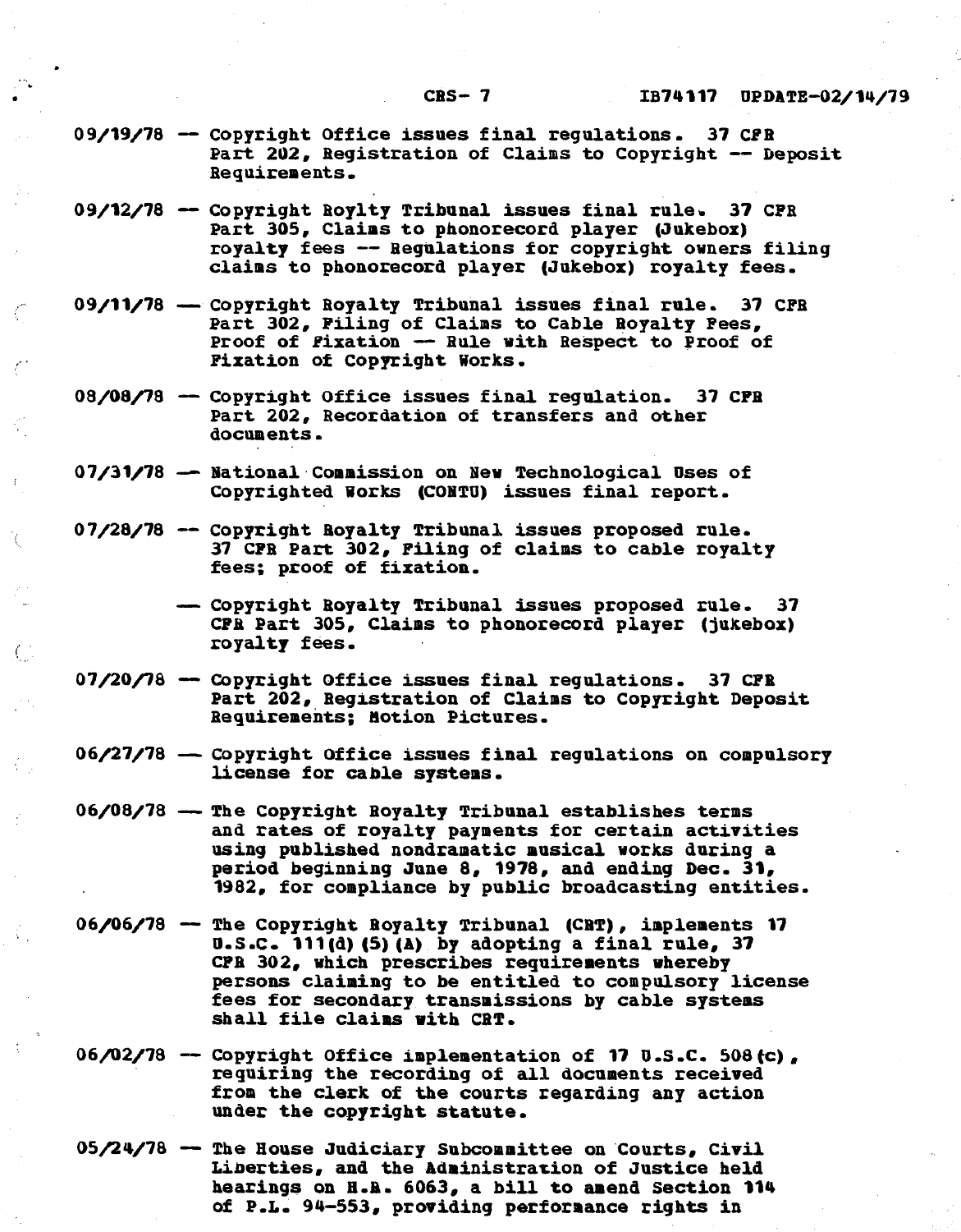09/19/78 -- Copyright Office issues final regulations. 37 CFR Part 202, Registration of Claims to Copyright -- Deposit Requirements.

09/12/78 -- Copyright Roylty Tribunal issues final rule. 37 CFR Part 305, Claims to phonorecord player (Jukebox) royalty fees -- Regulations for copyright owners filing claims to phonorecord player (Jukebox) royalty fees.

09/11/78 -- Copyright Royalty Tribunal issues final rule. 37 CFR Part 302, Filing of Claims to Cable Royalty Fees, Proof of Fixation -- Rule with Respect to Proof of Fixation of Copyright Works.

08/08/78 -- Copyright Office issues final regulation. 37 CFR Part 202, Recordation of transfers and other documents.

07/31/78 -- National Commission on New Technological Uses of Copyrighted Works (CONTU) issues final report.

07/28/78 -- Copyright Royalty Tribunal issues proposed rule. 37 CFR Part 302, Filing of claims to cable royalty fees; proof of fixation.

-- Copyright Royalty Tribunal issues proposed rule. 37 CFR Part 305, Claims to phonorecord player (jukebox) royalty fees.

07/20/78 -- Copyright Office issues final regulations. 37 CFR Part 202, Registration of Claims to Copyright Deposit Requirements; Motion Pictures.

06/27/78 -- Copyright Office issues final regulations on compulsory license for cable systems.

06/08/78 -- The Copyright Royalty Tribunal establishes terms and rates of royalty payments for certain activities using published nondramatic musical works during a period beginning June 8, 1978, and ending Dec. 31, 1982, for compliance by public broadcasting entities.

06/06/78 -- The Copyright Royalty Tribunal (CRT), implements 17 U.S.C. 111(d)(5)(A) by adopting a final rule, 37 CFR 302, which prescribes requirements whereby persons claiming to be entitled to compulsory license fees for secondary transmissions by cable systems shall file claims with CRT.

06/02/78 -- Copyright Office implementation of 17 U.S.C. 508(c), requiring the recording of all documents received from the clerk of the courts regarding any action under the copyright statute.

05/24/78 -- The House Judiciary Subcommittee on Courts, Civil Liberties, and the Administration of Justice held hearings on H.R. 6063, a bill to amend Section 114 of P.L. 94-553, providing performance rights in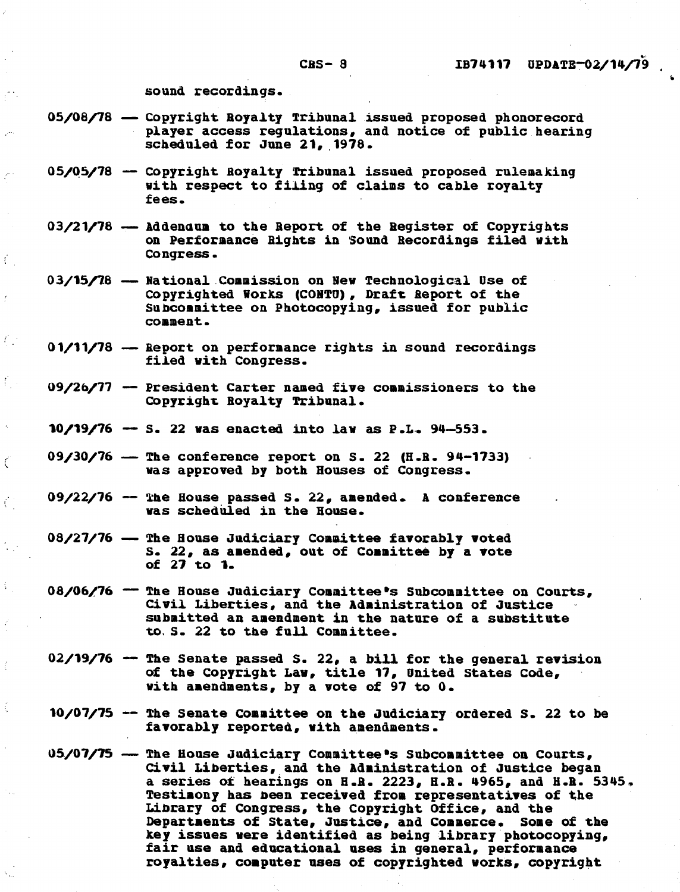sound recordings.

05/08/78 -- Copyright Royalty Tribunal issued proposed phonorecord player access regulations, and notice of public hearing scheduled for June 21, 1978.

05/05/78 -- Copyright Royalty Tribunal issued proposed rulemaking with respect to filing of claims to cable royalty fees.

03/21/78 -- Addendum to the Report of the Register of Copyrights on Performance Rights in Sound Recordings filed with Congress.

03/15/78 -- National Commission on New Technological Use of Copyrighted Works (CONTU), Draft Report of the Subcommittee on Photocopying, issued for public comment.

01/11/78 -- Report on performance rights in sound recordings filed with Congress.

09/26/77 -- President Carter named five commissioners to the Copyright Royalty Tribunal.

10/19/76 -- S. 22 was enacted into law as P.L. 94-553.

09/30/76 -- The conference report on S. 22 (H.R. 94-1733) was approved by both Houses of Congress.

09/22/76 -- The House passed S. 22, amended. A conference was scheduled in the House.

08/27/76 -- The House Judiciary Committee favorably voted S. 22, as amended, out of Committee by a vote of 27 to 1.

08/06/76 -- The House Judiciary Committee's Subcommittee on Courts, Civil Liberties, and the Administration of Justice submitted an amendment in the nature of a substitute to S. 22 to the full Committee.

02/19/76 -- The Senate passed S. 22, a bill for the general revision of the Copyright Law, title 17, United States Code, with amendments, by a vote of 97 to 0.

10/07/75 -- The Senate Committee on the Judiciary ordered S. 22 to be favorably reported, with amendments.

05/07/75 -- The House Judiciary Committee's Subcommittee on Courts, Civil Liberties, and the Administration of Justice began a series of hearings on H.R. 2223, H.R. 4965, and H.R. 5345. Testimony has been received from representatives of the Library of Congress, the Copyright Office, and the Departments of State, Justice, and Commerce. Some of the key issues were identified as being library photocopying, fair use and educational uses in general, performance royalties, computer uses of copyrighted works, copyright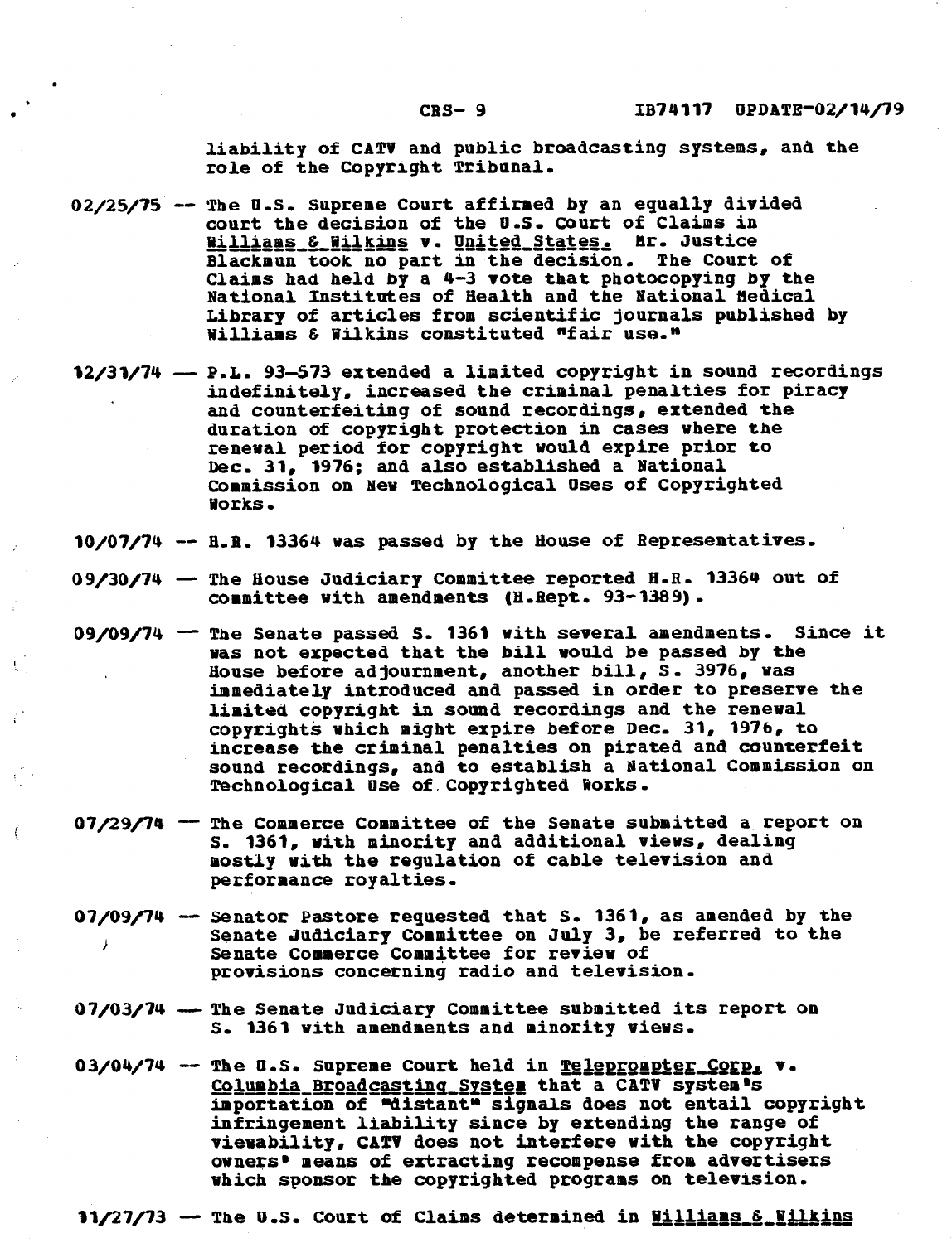liability of CATV and public broadcasting systems, and the role of the Copyright Tribunal.

02/25/75 -- The U.S. Supreme Court affirmed by an equally divided court the decision of the U.S. Court of Claims in Williams & Wilkins v. United States. Mr. Justice Blackmun took no part in the decision. The Court of Claims had held by a 4-3 vote that photocopying by the National Institutes of Health and the National Medical Library of articles from scientific journals published by Williams & Wilkins constituted "fair use."

12/31/74 -- P.L. 93-573 extended a limited copyright in sound recordings indefinitely, increased the criminal penalties for piracy and counterfeiting of sound recordings, extended the duration of copyright protection in cases where the renewal period for copyright would expire prior to Dec. 31, 1976; and also established a National Commission on New Technological Uses of Copyrighted Works.

10/07/74 -- H.R. 13364 was passed by the House of Representatives.

09/30/74 -- The House Judiciary Committee reported H.R. 13364 out of committee with amendments (H.Rept. 93-1389).

09/09/74 -- The Senate passed S. 1361 with several amendments. Since it was not expected that the bill would be passed by the House before adjournment, another bill, S. 3976, was immediately introduced and passed in order to preserve the limited copyright in sound recordings and the renewal copyrights which might expire before Dec. 31, 1976, to increase the criminal penalties on pirated and counterfeit sound recordings, and to establish a National Commission on Technological Use of Copyrighted Works.

07/29/74 -- The Commerce Committee of the Senate submitted a report on S. 1361, with minority and additional views, dealing mostly with the regulation of cable television and performance royalties.

07/09/74 -- Senator Pastore requested that S. 1361, as amended by the Senate Judiciary Committee on July 3, be referred to the Senate Commerce Committee for review of provisions concerning radio and television.

07/03/74 -- The Senate Judiciary Committee submitted its report on S. 1361 with amendments and minority views.

03/04/74 -- The U.S. Supreme Court held in Teleprompter Corp. v. Columbia Broadcasting System that a CATV system's importation of "distant" signals does not entail copyright infringement liability since by extending the range of viewability, CATV does not interfere with the copyright owners' means of extracting recompense from advertisers which sponsor the copyrighted programs on television.

11/27/73 -- The U.S. Court of Claims determined in Williams & Wilkins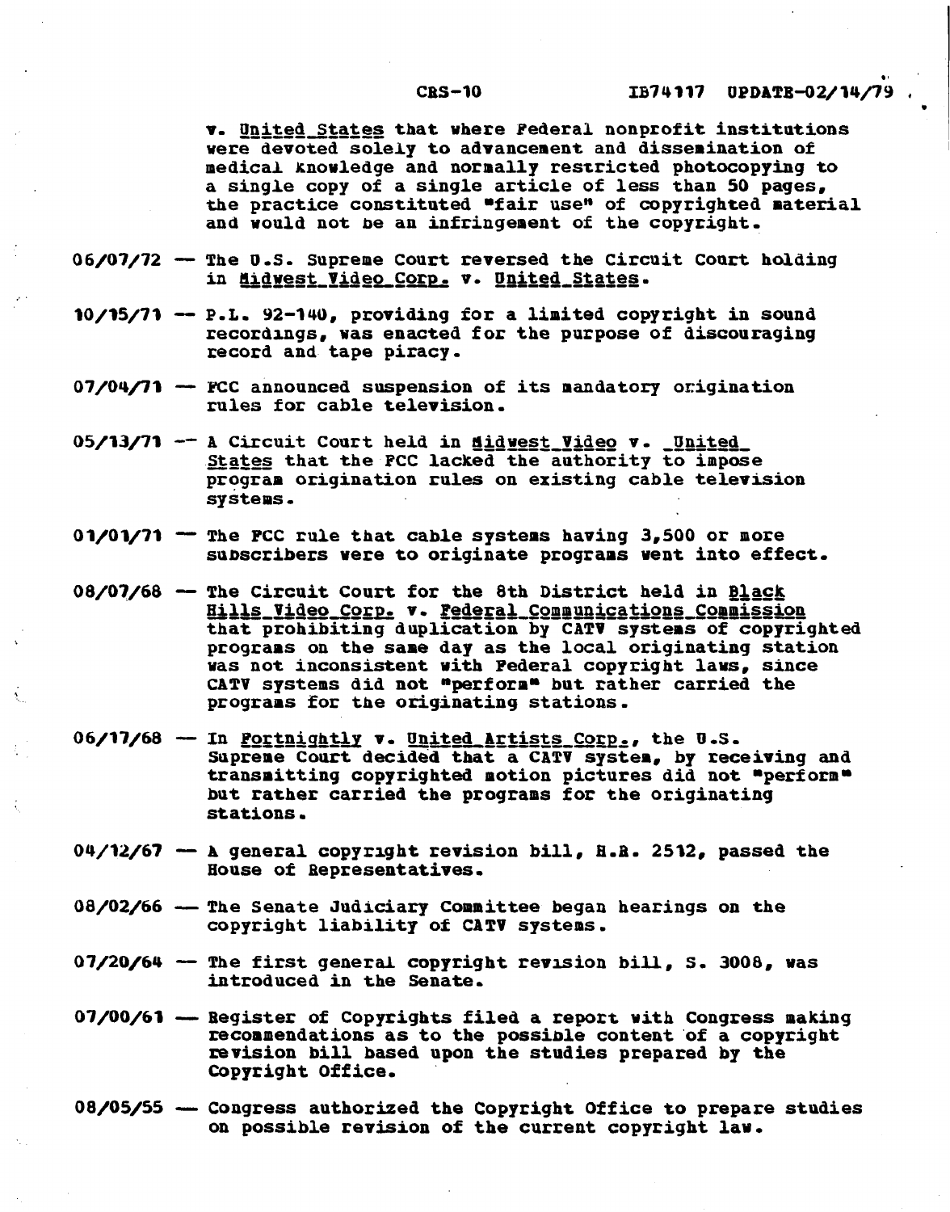v. United States that where Federal nonprofit institutions were devoted solely to advancement and dissemination of medical knowledge and normally restricted photocopying to a single copy of a single article of less than 50 pages, the practice constituted "fair use" of copyrighted material and would not be an infringement of the copyright.

06/07/72 — The U.S. Supreme Court reversed the Circuit Court holding in Midwest Video Corp. v. United States.

10/15/71 — P.L. 92-140, providing for a limited copyright in sound recordings, was enacted for the purpose of discouraging record and tape piracy.

07/04/71 — FCC announced suspension of its mandatory origination rules for cable television.

05/13/71 — A Circuit Court held in Midwest Video v. United States that the FCC lacked the authority to impose program origination rules on existing cable television systems.

01/01/71 — The FCC rule that cable systems having 3,500 or more subscribers were to originate programs went into effect.

08/07/68 — The Circuit Court for the 8th District held in Black Hills Video Corp. v. Federal Communications Commission that prohibiting duplication by CATV systems of copyrighted programs on the same day as the local originating station was not inconsistent with Federal copyright laws, since CATV systems did not "perform" but rather carried the programs for the originating stations.

06/17/68 — In Fortnightly v. United Artists Corp., the U.S. Supreme Court decided that a CATV system, by receiving and transmitting copyrighted motion pictures did not "perform" but rather carried the programs for the originating stations.

04/12/67 — A general copyright revision bill, H.R. 2512, passed the House of Representatives.

08/02/66 — The Senate Judiciary Committee began hearings on the copyright liability of CATV systems.

07/20/64 — The first general copyright revision bill, S. 3008, was introduced in the Senate.

07/00/61 — Register of Copyrights filed a report with Congress making recommendations as to the possible content of a copyright revision bill based upon the studies prepared by the Copyright Office.

08/05/55 — Congress authorized the Copyright Office to prepare studies on possible revision of the current copyright law.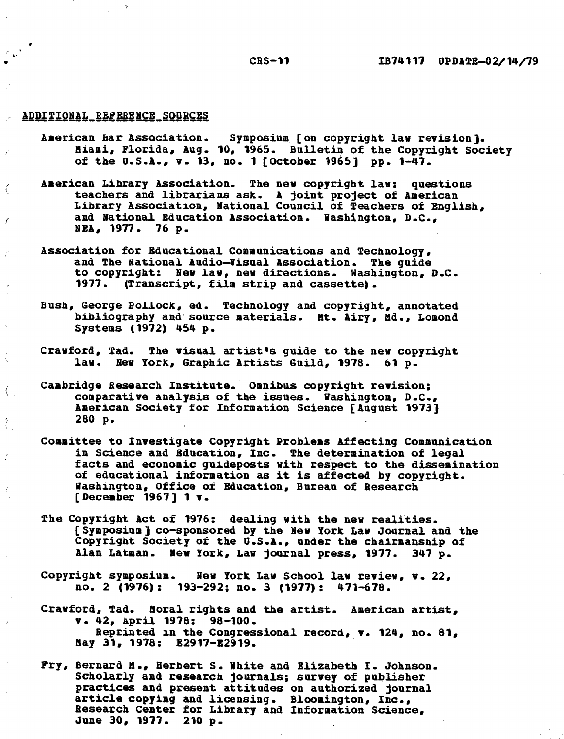## ADDITIONAL REFERENCE SOURCES

American Bar Association. Symposium [on copyright law revision]. Miami, Florida, Aug. 10, 1965. Bulletin of the Copyright Society of the U.S.A., v. 13, no. 1 [October 1965] pp. 1-47.

American Library Association. The new copyright law: questions teachers and librarians ask. A joint project of American Library Association, National Council of Teachers of English, and National Education Association. Washington, D.C., NEA, 1977. 76 p.

Association for Educational Communications and Technology, and The National Audio-Visual Association. The guide to copyright: New law, new directions. Washington, D.C. 1977. (Transcript, film strip and cassette).

Bush, George Pollock, ed. Technology and copyright, annotated bibliography and source materials. Mt. Airy, Md., Lomond Systems (1972) 454 p.

Crawford, Tad. The visual artist's guide to the new copyright law. New York, Graphic Artists Guild, 1978. 61 p.

Cambridge Research Institute. Omnibus copyright revision; comparative analysis of the issues. Washington, D.C., American Society for Information Science [August 1973] 280 p.

Committee to Investigate Copyright Problems Affecting Communication in Science and Education, Inc. The determination of legal facts and economic guideposts with respect to the dissemination of educational information as it is affected by copyright. Washington, Office of Education, Bureau of Research [December 1967] 1 v.

The Copyright Act of 1976: dealing with the new realities. [Symposium] co-sponsored by the New York Law Journal and the Copyright Society of the U.S.A., under the chairmanship of Alan Latman. New York, Law journal press, 1977. 347 p.

Copyright symposium. New York Law School law review, v. 22, no. 2 (1976): 193-292; no. 3 (1977): 471-678.

Crawford, Tad. Moral rights and the artist. American artist, v. 42, April 1978: 98-100.
Reprinted in the Congressional record, v. 124, no. 81, May 31, 1978: E2917-E2919.

Fry, Bernard M., Herbert S. White and Elizabeth I. Johnson. Scholarly and research journals; survey of publisher practices and present attitudes on authorized journal article copying and licensing. Bloomington, Inc., Research Center for Library and Information Science, June 30, 1977. 210 p.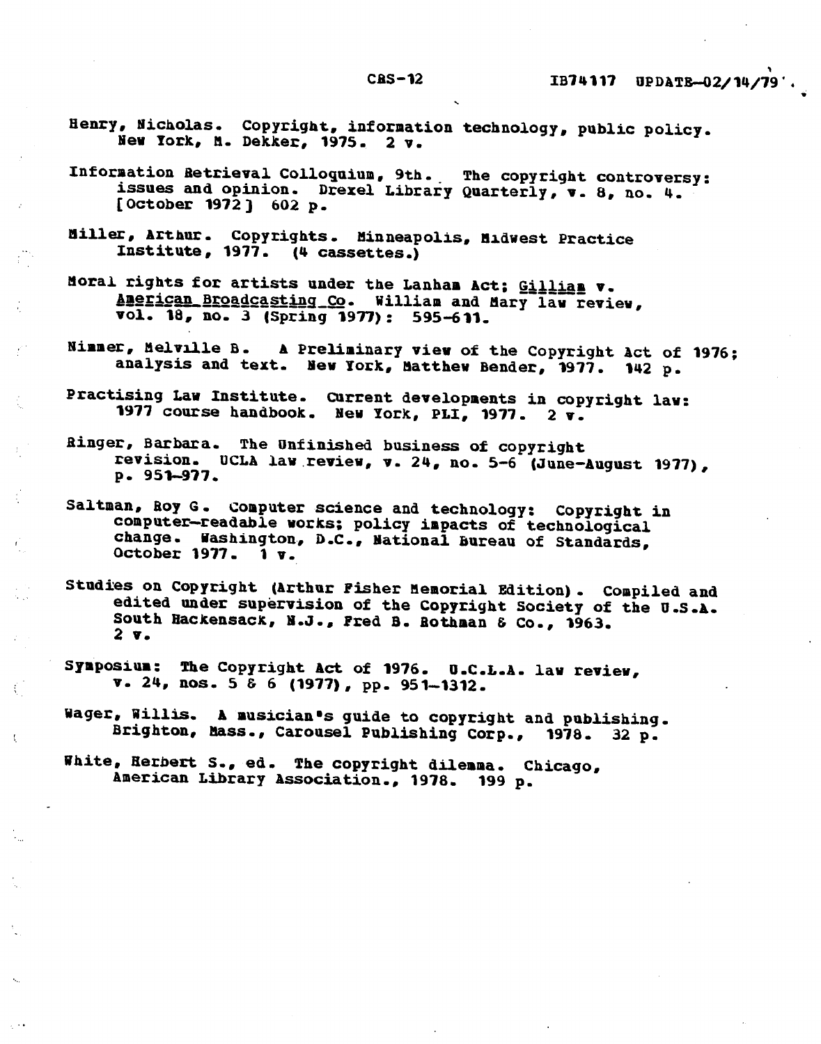Henry, Nicholas. Copyright, information technology, public policy. New York, M. Dekker, 1975. 2 v.

Information Retrieval Colloquium, 9th. The copyright controversy: issues and opinion. Drexel Library Quarterly, v. 8, no. 4. [October 1972] 602 p.

Miller, Arthur. Copyrights. Minneapolis, Midwest Practice Institute, 1977. (4 cassettes.)

Moral rights for artists under the Lanham Act; Gilliam v. American Broadcasting Co. William and Mary law review, vol. 18, no. 3 (Spring 1977): 595-611.

Nimmer, Melville B. A Preliminary view of the Copyright Act of 1976; analysis and text. New York, Matthew Bender, 1977. 142 p.

Practising Law Institute. Current developments in copyright law: 1977 course handbook. New York, PLI, 1977. 2 v.

Ringer, Barbara. The Unfinished business of copyright revision. UCLA law review, v. 24, no. 5-6 (June-August 1977), p. 951-977.

Saltman, Roy G. Computer science and technology: Copyright in computer-readable works; policy impacts of technological change. Washington, D.C., National Bureau of Standards, October 1977. 1 v.

Studies on Copyright (Arthur Fisher Memorial Edition). Compiled and edited under supervision of the Copyright Society of the U.S.A. South Hackensack, N.J., Fred B. Rothman & Co., 1963. 2 v.

Symposium: The Copyright Act of 1976. U.C.L.A. law review, v. 24, nos. 5 & 6 (1977), pp. 951-1312.

Wager, Willis. A musician's guide to copyright and publishing. Brighton, Mass., Carousel Publishing Corp., 1978. 32 p.

White, Herbert S., ed. The copyright dilemma. Chicago, American Library Association., 1978. 199 p.